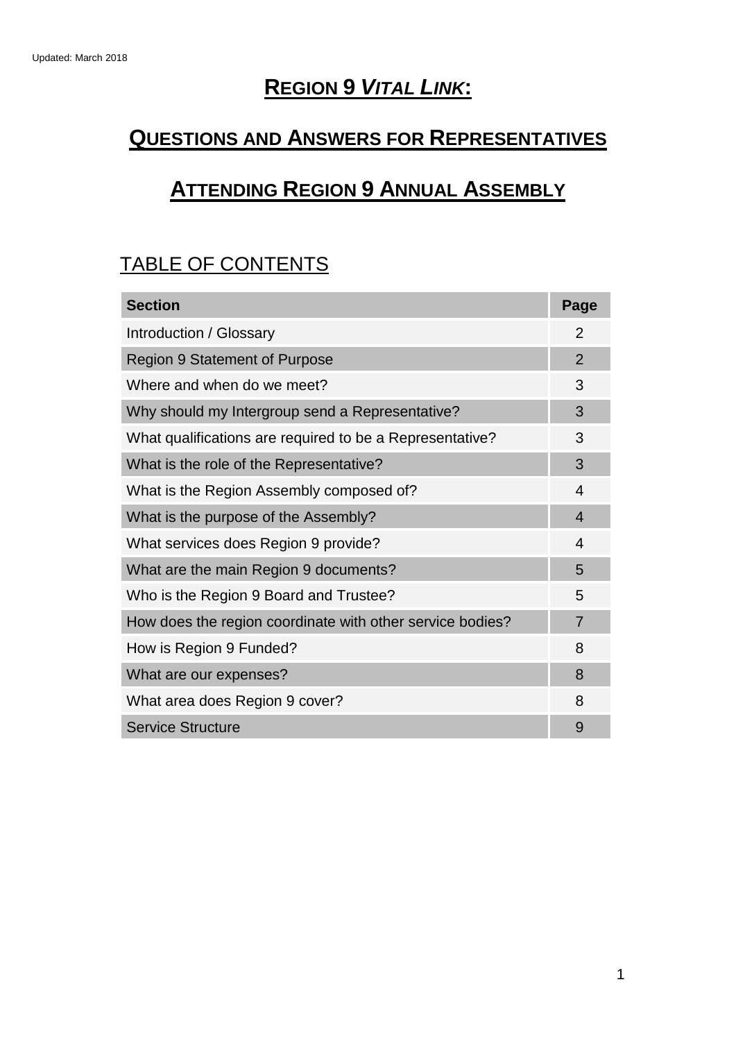Updated: March 2018

# REGION 9 *VITAL LINK*:

# QUESTIONS AND ANSWERS FOR REPRESENTATIVES

# ATTENDING REGION 9 ANNUAL ASSEMBLY

## TABLE OF CONTENTS

| Section | Page |
| --- | --- |
| Introduction / Glossary | 2 |
| Region 9 Statement of Purpose | 2 |
| Where and when do we meet? | 3 |
| Why should my Intergroup send a Representative? | 3 |
| What qualifications are required to be a Representative? | 3 |
| What is the role of the Representative? | 3 |
| What is the Region Assembly composed of? | 4 |
| What is the purpose of the Assembly? | 4 |
| What services does Region 9 provide? | 4 |
| What are the main Region 9 documents? | 5 |
| Who is the Region 9 Board and Trustee? | 5 |
| How does the region coordinate with other service bodies? | 7 |
| How is Region 9 Funded? | 8 |
| What are our expenses? | 8 |
| What area does Region 9 cover? | 8 |
| Service Structure | 9 |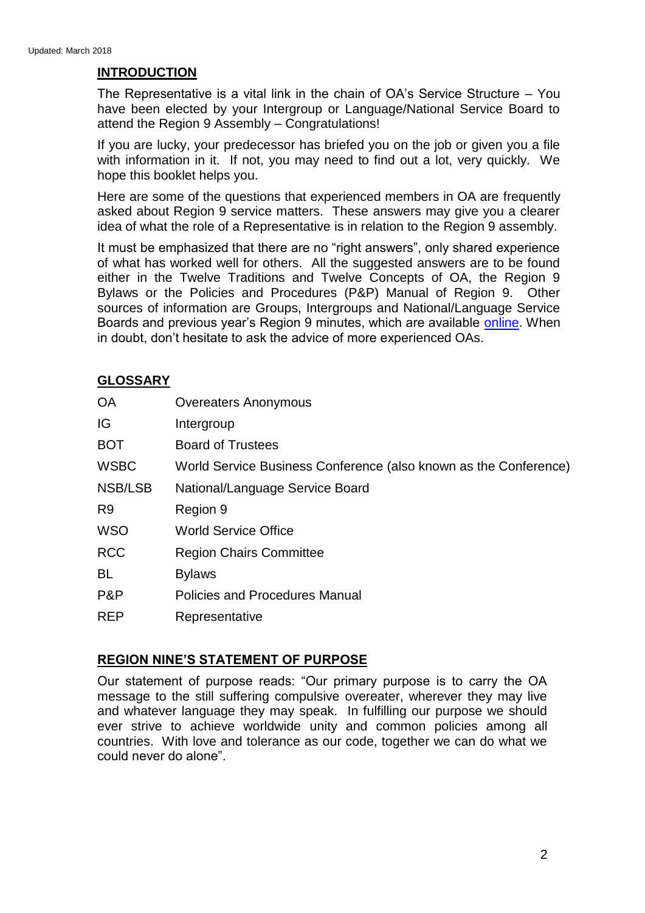Updated: March 2018

## INTRODUCTION

The Representative is a vital link in the chain of OA's Service Structure – You have been elected by your Intergroup or Language/National Service Board to attend the Region 9 Assembly – Congratulations!

If you are lucky, your predecessor has briefed you on the job or given you a file with information in it. If not, you may need to find out a lot, very quickly. We hope this booklet helps you.

Here are some of the questions that experienced members in OA are frequently asked about Region 9 service matters. These answers may give you a clearer idea of what the role of a Representative is in relation to the Region 9 assembly.

It must be emphasized that there are no "right answers", only shared experience of what has worked well for others. All the suggested answers are to be found either in the Twelve Traditions and Twelve Concepts of OA, the Region 9 Bylaws or the Policies and Procedures (P&P) Manual of Region 9. Other sources of information are Groups, Intergroups and National/Language Service Boards and previous year's Region 9 minutes, which are available online. When in doubt, don't hesitate to ask the advice of more experienced OAs.

## GLOSSARY

| | |
|---|---|
| OA | Overeaters Anonymous |
| IG | Intergroup |
| BOT | Board of Trustees |
| WSBC | World Service Business Conference (also known as the Conference) |
| NSB/LSB | National/Language Service Board |
| R9 | Region 9 |
| WSO | World Service Office |
| RCC | Region Chairs Committee |
| BL | Bylaws |
| P&P | Policies and Procedures Manual |
| REP | Representative |

## REGION NINE'S STATEMENT OF PURPOSE

Our statement of purpose reads: "Our primary purpose is to carry the OA message to the still suffering compulsive overeater, wherever they may live and whatever language they may speak. In fulfilling our purpose we should ever strive to achieve worldwide unity and common policies among all countries. With love and tolerance as our code, together we can do what we could never do alone".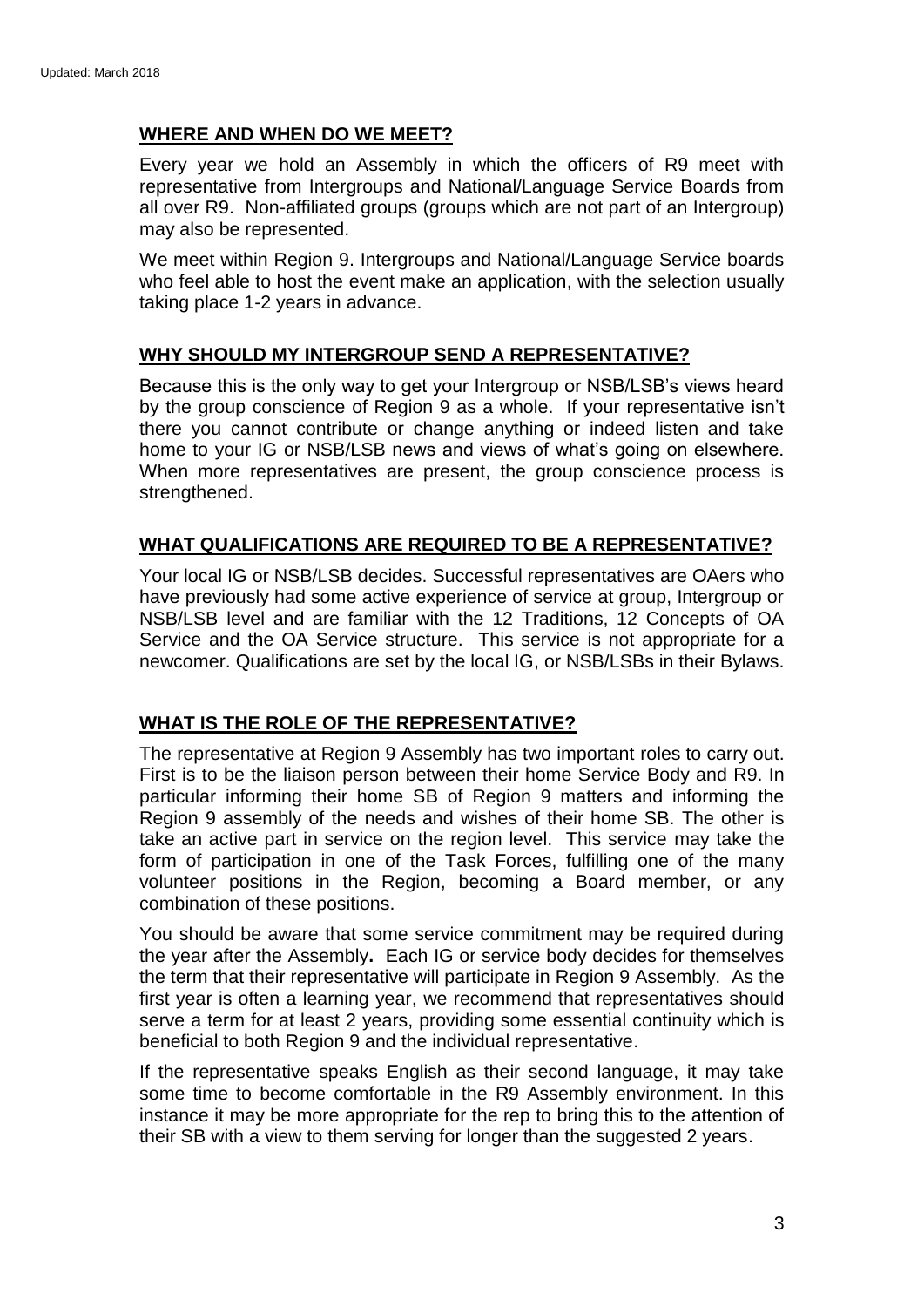## WHERE AND WHEN DO WE MEET?

Every year we hold an Assembly in which the officers of R9 meet with representative from Intergroups and National/Language Service Boards from all over R9. Non-affiliated groups (groups which are not part of an Intergroup) may also be represented.

We meet within Region 9. Intergroups and National/Language Service boards who feel able to host the event make an application, with the selection usually taking place 1-2 years in advance.

## WHY SHOULD MY INTERGROUP SEND A REPRESENTATIVE?

Because this is the only way to get your Intergroup or NSB/LSB's views heard by the group conscience of Region 9 as a whole. If your representative isn't there you cannot contribute or change anything or indeed listen and take home to your IG or NSB/LSB news and views of what's going on elsewhere. When more representatives are present, the group conscience process is strengthened.

## WHAT QUALIFICATIONS ARE REQUIRED TO BE A REPRESENTATIVE?

Your local IG or NSB/LSB decides. Successful representatives are OAers who have previously had some active experience of service at group, Intergroup or NSB/LSB level and are familiar with the 12 Traditions, 12 Concepts of OA Service and the OA Service structure. This service is not appropriate for a newcomer. Qualifications are set by the local IG, or NSB/LSBs in their Bylaws.

## WHAT IS THE ROLE OF THE REPRESENTATIVE?

The representative at Region 9 Assembly has two important roles to carry out. First is to be the liaison person between their home Service Body and R9. In particular informing their home SB of Region 9 matters and informing the Region 9 assembly of the needs and wishes of their home SB. The other is take an active part in service on the region level. This service may take the form of participation in one of the Task Forces, fulfilling one of the many volunteer positions in the Region, becoming a Board member, or any combination of these positions.

You should be aware that some service commitment may be required during the year after the Assembly**.** Each IG or service body decides for themselves the term that their representative will participate in Region 9 Assembly. As the first year is often a learning year, we recommend that representatives should serve a term for at least 2 years, providing some essential continuity which is beneficial to both Region 9 and the individual representative.

If the representative speaks English as their second language, it may take some time to become comfortable in the R9 Assembly environment. In this instance it may be more appropriate for the rep to bring this to the attention of their SB with a view to them serving for longer than the suggested 2 years.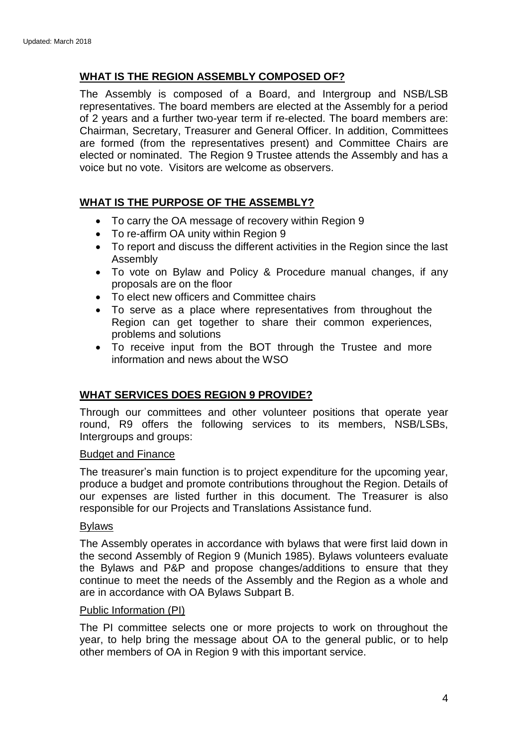## WHAT IS THE REGION ASSEMBLY COMPOSED OF?

The Assembly is composed of a Board, and Intergroup and NSB/LSB representatives. The board members are elected at the Assembly for a period of 2 years and a further two-year term if re-elected. The board members are: Chairman, Secretary, Treasurer and General Officer. In addition, Committees are formed (from the representatives present) and Committee Chairs are elected or nominated. The Region 9 Trustee attends the Assembly and has a voice but no vote. Visitors are welcome as observers.

## WHAT IS THE PURPOSE OF THE ASSEMBLY?

- To carry the OA message of recovery within Region 9
- To re-affirm OA unity within Region 9
- To report and discuss the different activities in the Region since the last Assembly
- To vote on Bylaw and Policy & Procedure manual changes, if any proposals are on the floor
- To elect new officers and Committee chairs
- To serve as a place where representatives from throughout the Region can get together to share their common experiences, problems and solutions
- To receive input from the BOT through the Trustee and more information and news about the WSO

## WHAT SERVICES DOES REGION 9 PROVIDE?

Through our committees and other volunteer positions that operate year round, R9 offers the following services to its members, NSB/LSBs, Intergroups and groups:

### Budget and Finance

The treasurer's main function is to project expenditure for the upcoming year, produce a budget and promote contributions throughout the Region. Details of our expenses are listed further in this document. The Treasurer is also responsible for our Projects and Translations Assistance fund.

### Bylaws

The Assembly operates in accordance with bylaws that were first laid down in the second Assembly of Region 9 (Munich 1985). Bylaws volunteers evaluate the Bylaws and P&P and propose changes/additions to ensure that they continue to meet the needs of the Assembly and the Region as a whole and are in accordance with OA Bylaws Subpart B.

### Public Information (PI)

The PI committee selects one or more projects to work on throughout the year, to help bring the message about OA to the general public, or to help other members of OA in Region 9 with this important service.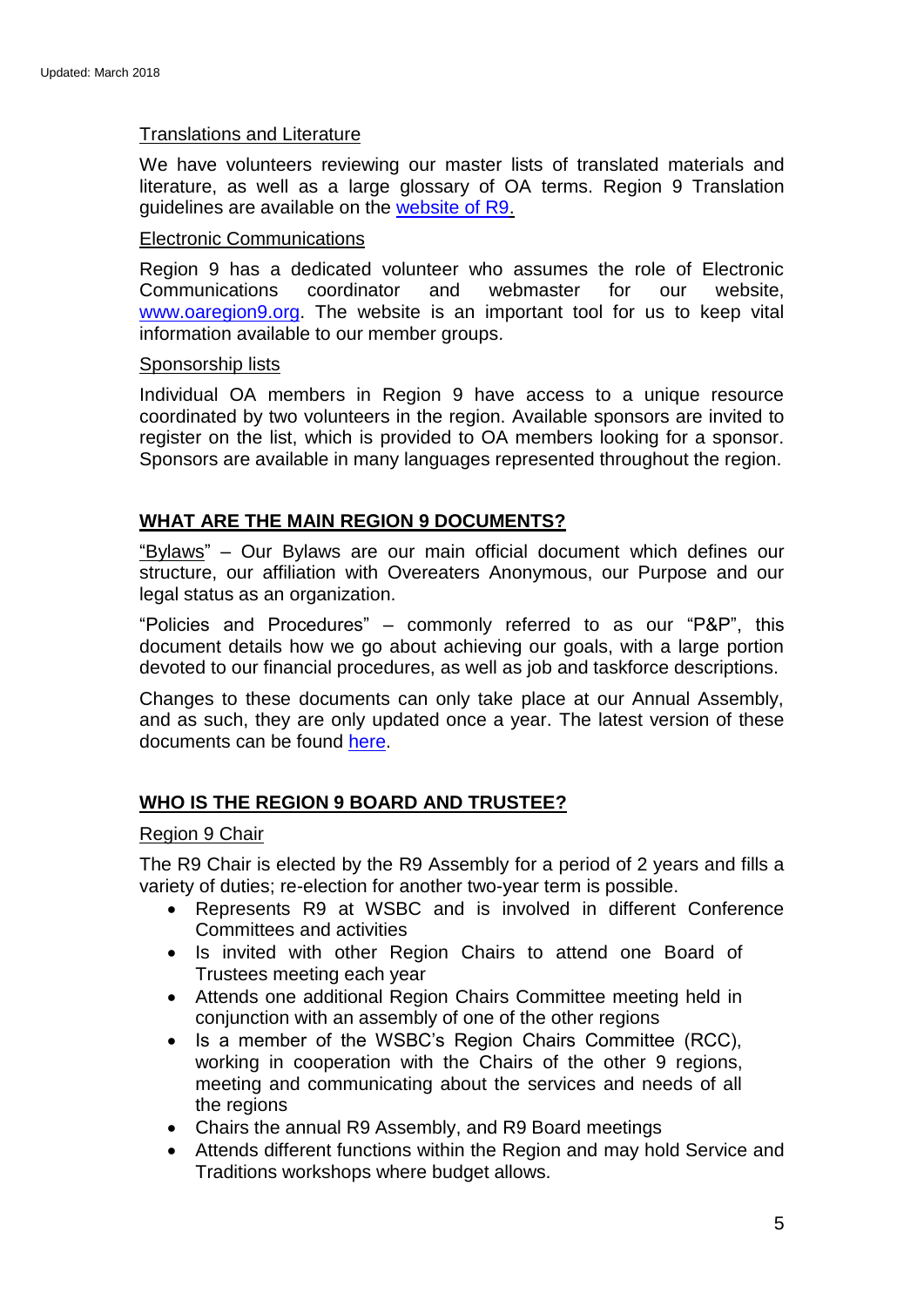Translations and Literature

We have volunteers reviewing our master lists of translated materials and literature, as well as a large glossary of OA terms. Region 9 Translation guidelines are available on the website of R9.

Electronic Communications

Region 9 has a dedicated volunteer who assumes the role of Electronic Communications coordinator and webmaster for our website, www.oaregion9.org. The website is an important tool for us to keep vital information available to our member groups.

Sponsorship lists

Individual OA members in Region 9 have access to a unique resource coordinated by two volunteers in the region. Available sponsors are invited to register on the list, which is provided to OA members looking for a sponsor. Sponsors are available in many languages represented throughout the region.

## WHAT ARE THE MAIN REGION 9 DOCUMENTS?

"Bylaws" – Our Bylaws are our main official document which defines our structure, our affiliation with Overeaters Anonymous, our Purpose and our legal status as an organization.

"Policies and Procedures" – commonly referred to as our "P&P", this document details how we go about achieving our goals, with a large portion devoted to our financial procedures, as well as job and taskforce descriptions.

Changes to these documents can only take place at our Annual Assembly, and as such, they are only updated once a year. The latest version of these documents can be found here.

## WHO IS THE REGION 9 BOARD AND TRUSTEE?

Region 9 Chair

The R9 Chair is elected by the R9 Assembly for a period of 2 years and fills a variety of duties; re-election for another two-year term is possible.

- Represents R9 at WSBC and is involved in different Conference Committees and activities
- Is invited with other Region Chairs to attend one Board of Trustees meeting each year
- Attends one additional Region Chairs Committee meeting held in conjunction with an assembly of one of the other regions
- Is a member of the WSBC's Region Chairs Committee (RCC), working in cooperation with the Chairs of the other 9 regions, meeting and communicating about the services and needs of all the regions
- Chairs the annual R9 Assembly, and R9 Board meetings
- Attends different functions within the Region and may hold Service and Traditions workshops where budget allows.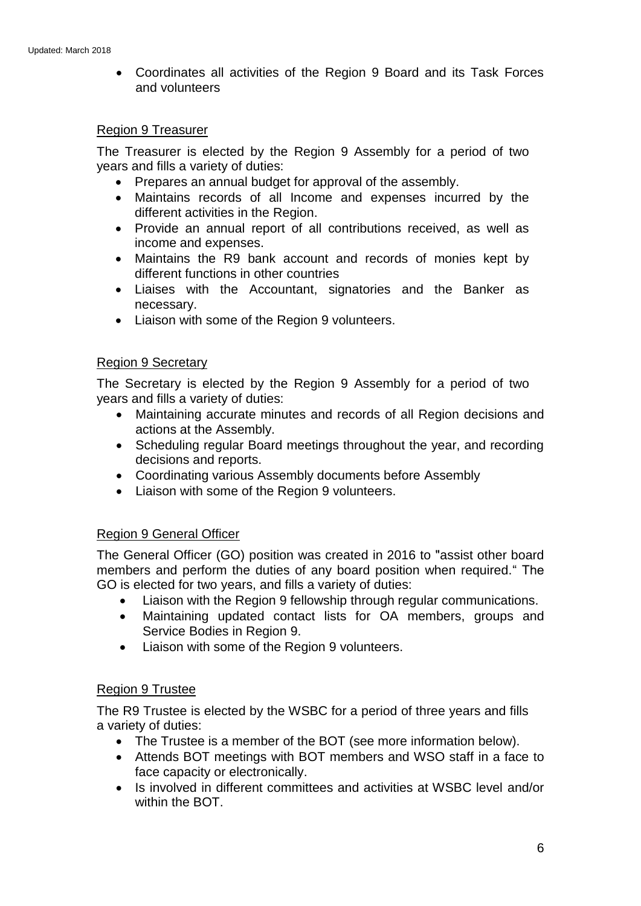- Coordinates all activities of the Region 9 Board and its Task Forces and volunteers

Region 9 Treasurer

The Treasurer is elected by the Region 9 Assembly for a period of two years and fills a variety of duties:

- Prepares an annual budget for approval of the assembly.
- Maintains records of all Income and expenses incurred by the different activities in the Region.
- Provide an annual report of all contributions received, as well as income and expenses.
- Maintains the R9 bank account and records of monies kept by different functions in other countries
- Liaises with the Accountant, signatories and the Banker as necessary.
- Liaison with some of the Region 9 volunteers.

Region 9 Secretary

The Secretary is elected by the Region 9 Assembly for a period of two years and fills a variety of duties:

- Maintaining accurate minutes and records of all Region decisions and actions at the Assembly.
- Scheduling regular Board meetings throughout the year, and recording decisions and reports.
- Coordinating various Assembly documents before Assembly
- Liaison with some of the Region 9 volunteers.

Region 9 General Officer

The General Officer (GO) position was created in 2016 to "assist other board members and perform the duties of any board position when required." The GO is elected for two years, and fills a variety of duties:

- Liaison with the Region 9 fellowship through regular communications.
- Maintaining updated contact lists for OA members, groups and Service Bodies in Region 9.
- Liaison with some of the Region 9 volunteers.

Region 9 Trustee

The R9 Trustee is elected by the WSBC for a period of three years and fills a variety of duties:

- The Trustee is a member of the BOT (see more information below).
- Attends BOT meetings with BOT members and WSO staff in a face to face capacity or electronically.
- Is involved in different committees and activities at WSBC level and/or within the BOT.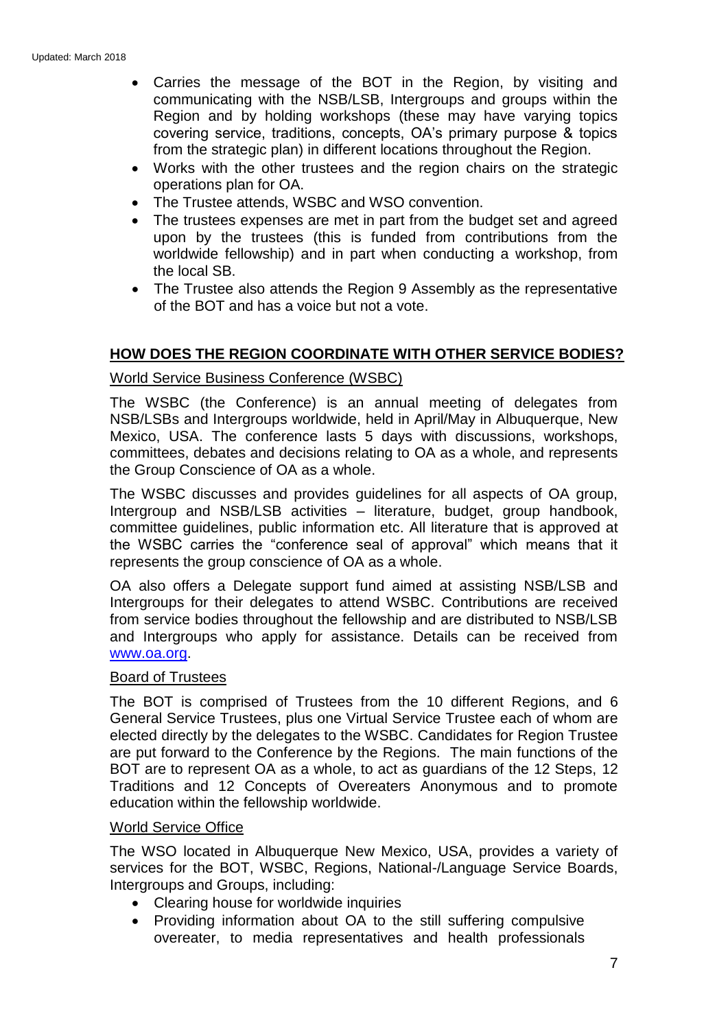- Carries the message of the BOT in the Region, by visiting and communicating with the NSB/LSB, Intergroups and groups within the Region and by holding workshops (these may have varying topics covering service, traditions, concepts, OA's primary purpose & topics from the strategic plan) in different locations throughout the Region.
- Works with the other trustees and the region chairs on the strategic operations plan for OA.
- The Trustee attends, WSBC and WSO convention.
- The trustees expenses are met in part from the budget set and agreed upon by the trustees (this is funded from contributions from the worldwide fellowship) and in part when conducting a workshop, from the local SB.
- The Trustee also attends the Region 9 Assembly as the representative of the BOT and has a voice but not a vote.

## HOW DOES THE REGION COORDINATE WITH OTHER SERVICE BODIES?

### World Service Business Conference (WSBC)

The WSBC (the Conference) is an annual meeting of delegates from NSB/LSBs and Intergroups worldwide, held in April/May in Albuquerque, New Mexico, USA. The conference lasts 5 days with discussions, workshops, committees, debates and decisions relating to OA as a whole, and represents the Group Conscience of OA as a whole.

The WSBC discusses and provides guidelines for all aspects of OA group, Intergroup and NSB/LSB activities – literature, budget, group handbook, committee guidelines, public information etc. All literature that is approved at the WSBC carries the "conference seal of approval" which means that it represents the group conscience of OA as a whole.

OA also offers a Delegate support fund aimed at assisting NSB/LSB and Intergroups for their delegates to attend WSBC. Contributions are received from service bodies throughout the fellowship and are distributed to NSB/LSB and Intergroups who apply for assistance. Details can be received from www.oa.org.

### Board of Trustees

The BOT is comprised of Trustees from the 10 different Regions, and 6 General Service Trustees, plus one Virtual Service Trustee each of whom are elected directly by the delegates to the WSBC. Candidates for Region Trustee are put forward to the Conference by the Regions. The main functions of the BOT are to represent OA as a whole, to act as guardians of the 12 Steps, 12 Traditions and 12 Concepts of Overeaters Anonymous and to promote education within the fellowship worldwide.

### World Service Office

The WSO located in Albuquerque New Mexico, USA, provides a variety of services for the BOT, WSBC, Regions, National-/Language Service Boards, Intergroups and Groups, including:

- Clearing house for worldwide inquiries
- Providing information about OA to the still suffering compulsive overeater, to media representatives and health professionals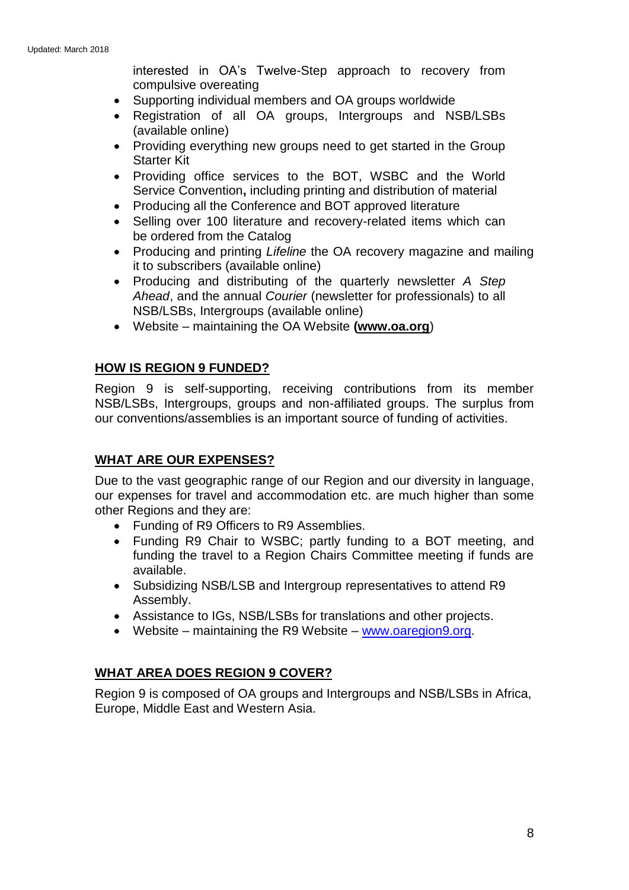interested in OA's Twelve-Step approach to recovery from compulsive overeating

- Supporting individual members and OA groups worldwide
- Registration of all OA groups, Intergroups and NSB/LSBs (available online)
- Providing everything new groups need to get started in the Group Starter Kit
- Providing office services to the BOT, WSBC and the World Service Convention**,** including printing and distribution of material
- Producing all the Conference and BOT approved literature
- Selling over 100 literature and recovery-related items which can be ordered from the Catalog
- Producing and printing *Lifeline* the OA recovery magazine and mailing it to subscribers (available online)
- Producing and distributing of the quarterly newsletter *A Step Ahead*, and the annual *Courier* (newsletter for professionals) to all NSB/LSBs, Intergroups (available online)
- Website – maintaining the OA Website **(www.oa.org**)

## HOW IS REGION 9 FUNDED?

Region 9 is self-supporting, receiving contributions from its member NSB/LSBs, Intergroups, groups and non-affiliated groups. The surplus from our conventions/assemblies is an important source of funding of activities.

## WHAT ARE OUR EXPENSES?

Due to the vast geographic range of our Region and our diversity in language, our expenses for travel and accommodation etc. are much higher than some other Regions and they are:

- Funding of R9 Officers to R9 Assemblies.
- Funding R9 Chair to WSBC; partly funding to a BOT meeting, and funding the travel to a Region Chairs Committee meeting if funds are available.
- Subsidizing NSB/LSB and Intergroup representatives to attend R9 Assembly.
- Assistance to IGs, NSB/LSBs for translations and other projects.
- Website – maintaining the R9 Website – www.oaregion9.org.

## WHAT AREA DOES REGION 9 COVER?

Region 9 is composed of OA groups and Intergroups and NSB/LSBs in Africa, Europe, Middle East and Western Asia.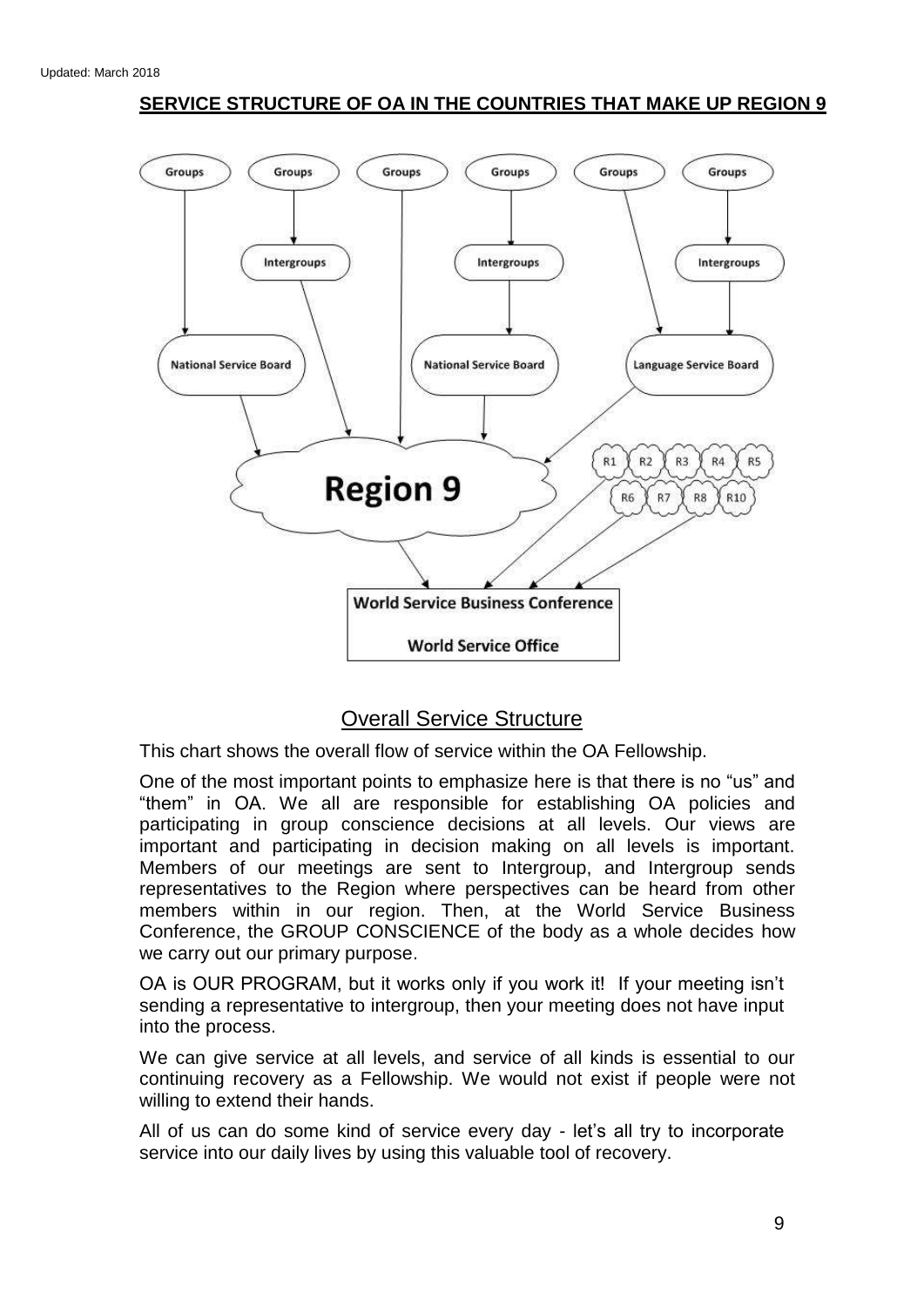## SERVICE STRUCTURE OF OA IN THE COUNTRIES THAT MAKE UP REGION 9

Groups
Groups
Groups
Groups
Groups
Groups

Intergroups
Intergroups
Intergroups

National Service Board
National Service Board
Language Service Board

Region 9

R1 R2 R3 R4 R5
R6 R7 R8 R10

World Service Business Conference
World Service Office

## Overall Service Structure

This chart shows the overall flow of service within the OA Fellowship.

One of the most important points to emphasize here is that there is no "us" and "them" in OA. We all are responsible for establishing OA policies and participating in group conscience decisions at all levels. Our views are important and participating in decision making on all levels is important. Members of our meetings are sent to Intergroup, and Intergroup sends representatives to the Region where perspectives can be heard from other members within in our region. Then, at the World Service Business Conference, the GROUP CONSCIENCE of the body as a whole decides how we carry out our primary purpose.

OA is OUR PROGRAM, but it works only if you work it! If your meeting isn't sending a representative to intergroup, then your meeting does not have input into the process.

We can give service at all levels, and service of all kinds is essential to our continuing recovery as a Fellowship. We would not exist if people were not willing to extend their hands.

All of us can do some kind of service every day - let's all try to incorporate service into our daily lives by using this valuable tool of recovery.